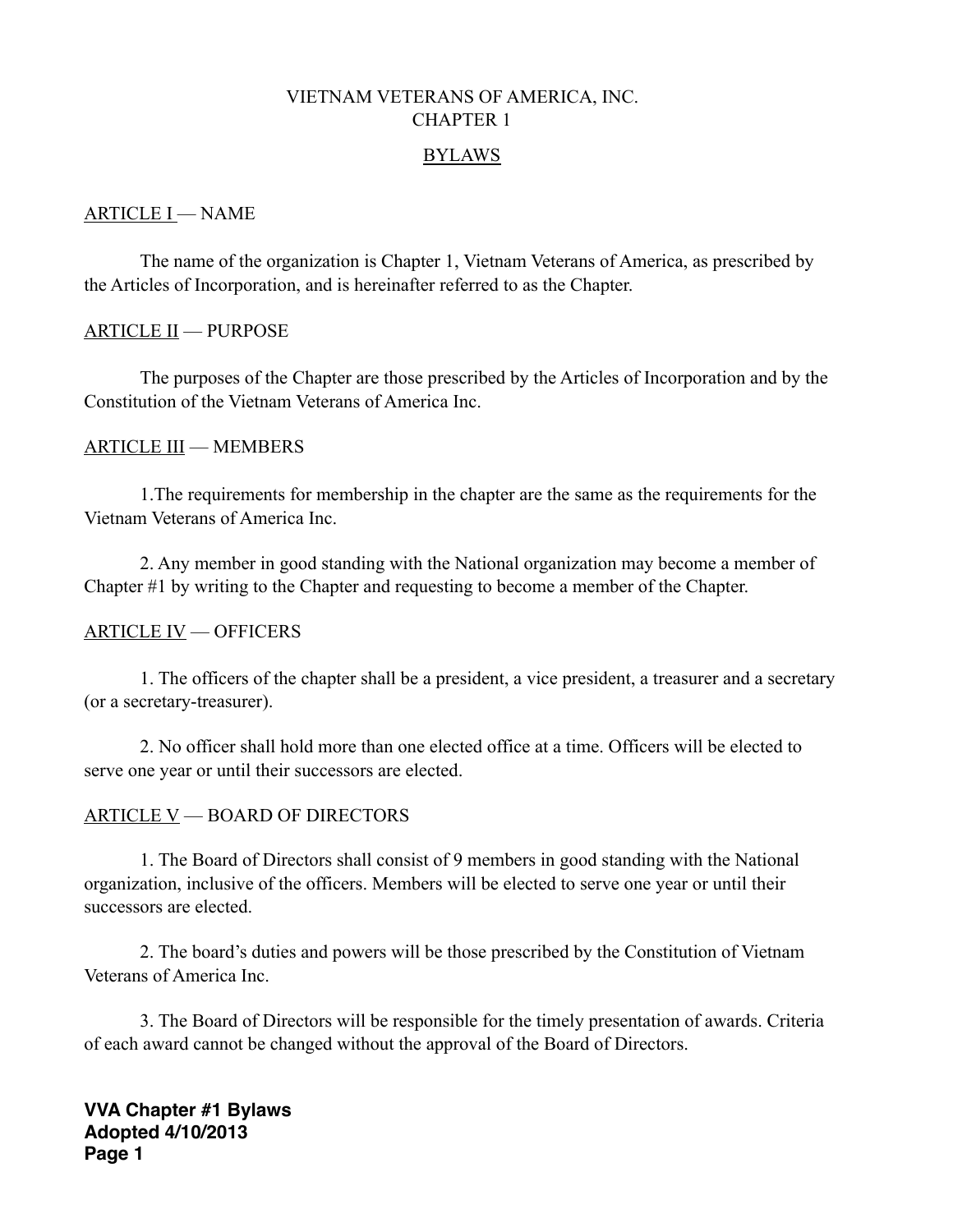VIETNAM VETERANS OF AMERICA, INC.
CHAPTER 1

# BYLAWS

## ARTICLE I — NAME

The name of the organization is Chapter 1, Vietnam Veterans of America, as prescribed by the Articles of Incorporation, and is hereinafter referred to as the Chapter.

## ARTICLE II — PURPOSE

The purposes of the Chapter are those prescribed by the Articles of Incorporation and by the Constitution of the Vietnam Veterans of America Inc.

## ARTICLE III — MEMBERS

1.The requirements for membership in the chapter are the same as the requirements for the Vietnam Veterans of America Inc.

2. Any member in good standing with the National organization may become a member of Chapter #1 by writing to the Chapter and requesting to become a member of the Chapter.

## ARTICLE IV — OFFICERS

1. The officers of the chapter shall be a president, a vice president, a treasurer and a secretary (or a secretary-treasurer).

2. No officer shall hold more than one elected office at a time. Officers will be elected to serve one year or until their successors are elected.

## ARTICLE V — BOARD OF DIRECTORS

1. The Board of Directors shall consist of 9 members in good standing with the National organization, inclusive of the officers. Members will be elected to serve one year or until their successors are elected.

2. The board's duties and powers will be those prescribed by the Constitution of Vietnam Veterans of America Inc.

3. The Board of Directors will be responsible for the timely presentation of awards. Criteria of each award cannot be changed without the approval of the Board of Directors.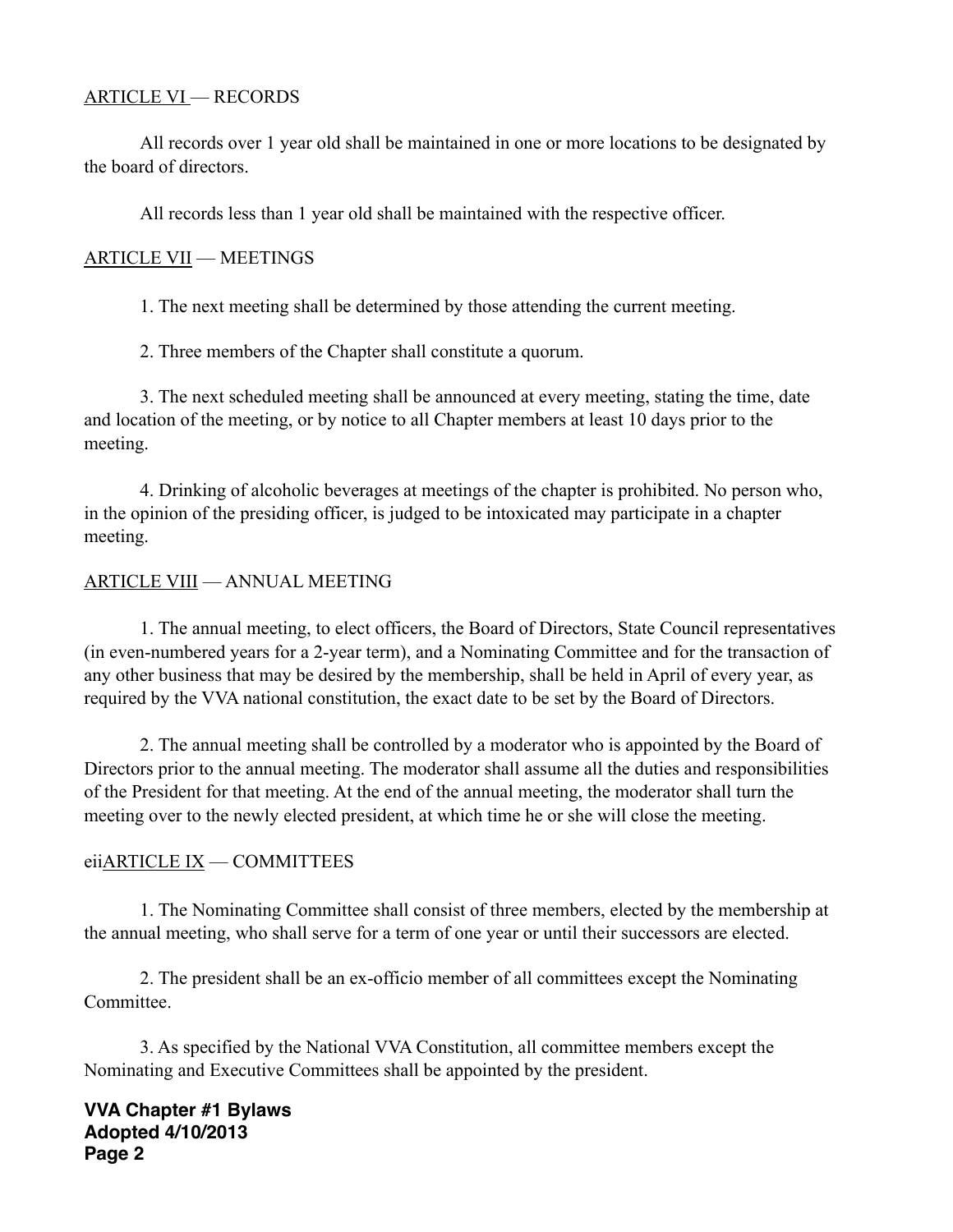ARTICLE VI — RECORDS

All records over 1 year old shall be maintained in one or more locations to be designated by the board of directors.

All records less than 1 year old shall be maintained with the respective officer.

ARTICLE VII — MEETINGS

1. The next meeting shall be determined by those attending the current meeting.

2. Three members of the Chapter shall constitute a quorum.

3. The next scheduled meeting shall be announced at every meeting, stating the time, date and location of the meeting, or by notice to all Chapter members at least 10 days prior to the meeting.

4. Drinking of alcoholic beverages at meetings of the chapter is prohibited. No person who, in the opinion of the presiding officer, is judged to be intoxicated may participate in a chapter meeting.

ARTICLE VIII — ANNUAL MEETING

1. The annual meeting, to elect officers, the Board of Directors, State Council representatives (in even-numbered years for a 2-year term), and a Nominating Committee and for the transaction of any other business that may be desired by the membership, shall be held in April of every year, as required by the VVA national constitution, the exact date to be set by the Board of Directors.

2. The annual meeting shall be controlled by a moderator who is appointed by the Board of Directors prior to the annual meeting. The moderator shall assume all the duties and responsibilities of the President for that meeting. At the end of the annual meeting, the moderator shall turn the meeting over to the newly elected president, at which time he or she will close the meeting.

eiiARTICLE IX — COMMITTEES

1. The Nominating Committee shall consist of three members, elected by the membership at the annual meeting, who shall serve for a term of one year or until their successors are elected.

2. The president shall be an ex-officio member of all committees except the Nominating Committee.

3. As specified by the National VVA Constitution, all committee members except the Nominating and Executive Committees shall be appointed by the president.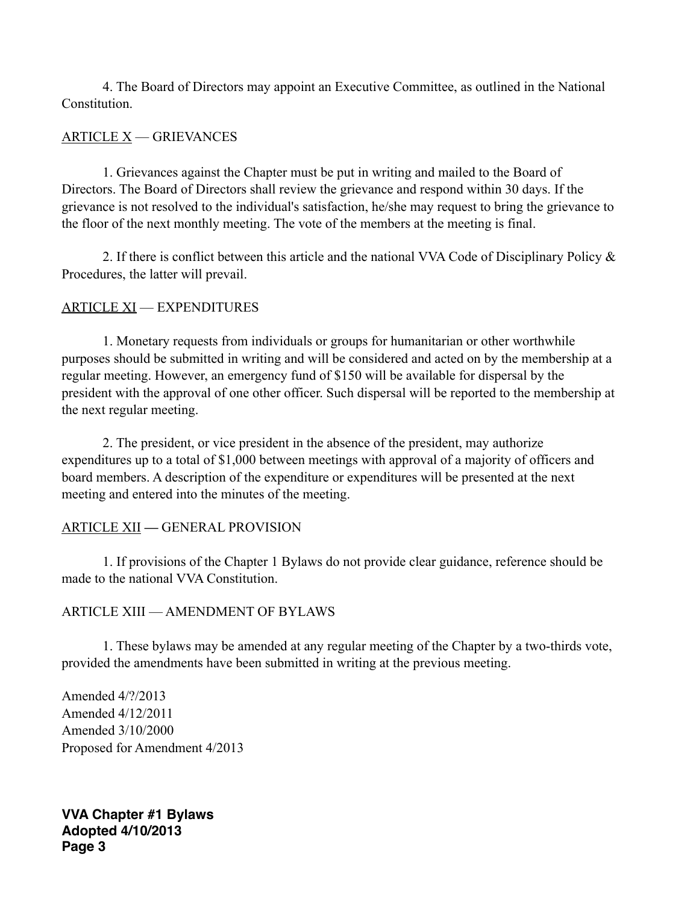4. The Board of Directors may appoint an Executive Committee, as outlined in the National Constitution.

## ARTICLE X — GRIEVANCES

1. Grievances against the Chapter must be put in writing and mailed to the Board of Directors. The Board of Directors shall review the grievance and respond within 30 days. If the grievance is not resolved to the individual's satisfaction, he/she may request to bring the grievance to the floor of the next monthly meeting. The vote of the members at the meeting is final.

2. If there is conflict between this article and the national VVA Code of Disciplinary Policy & Procedures, the latter will prevail.

## ARTICLE XI — EXPENDITURES

1. Monetary requests from individuals or groups for humanitarian or other worthwhile purposes should be submitted in writing and will be considered and acted on by the membership at a regular meeting. However, an emergency fund of $150 will be available for dispersal by the president with the approval of one other officer. Such dispersal will be reported to the membership at the next regular meeting.

2. The president, or vice president in the absence of the president, may authorize expenditures up to a total of $1,000 between meetings with approval of a majority of officers and board members. A description of the expenditure or expenditures will be presented at the next meeting and entered into the minutes of the meeting.

## ARTICLE XII — GENERAL PROVISION

1. If provisions of the Chapter 1 Bylaws do not provide clear guidance, reference should be made to the national VVA Constitution.

## ARTICLE XIII — AMENDMENT OF BYLAWS

1. These bylaws may be amended at any regular meeting of the Chapter by a two-thirds vote, provided the amendments have been submitted in writing at the previous meeting.

Amended 4/?/2013
Amended 4/12/2011
Amended 3/10/2000
Proposed for Amendment 4/2013